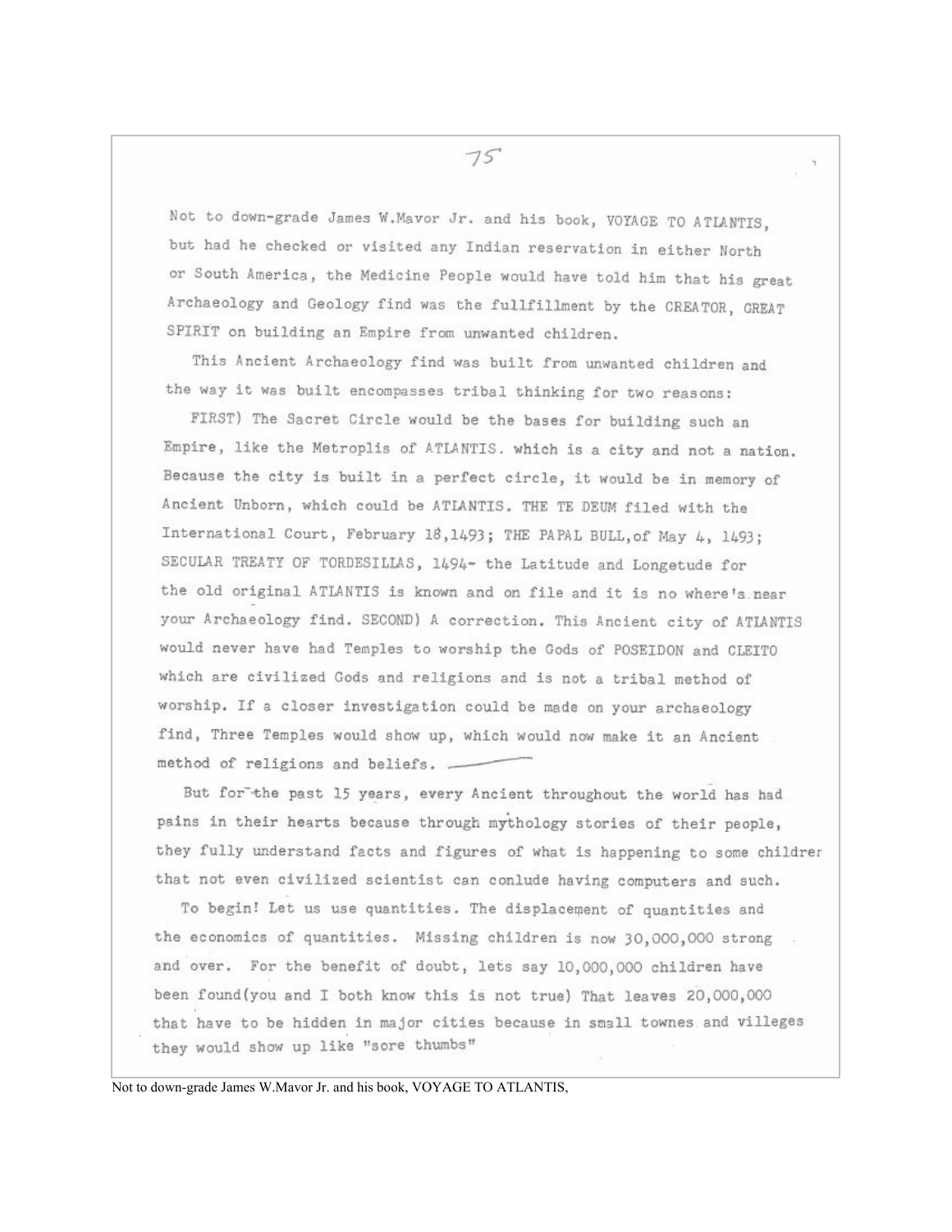Not to down-grade James W.Mavor Jr. and his book, VOYAGE TO ATLANTIS, but had he checked or visited any Indian reservation in either North or South America, the Medicine People would have told him that his great Archaeology and Geology find was the fullfillment by the CREATOR, GREAT SPIRIT on building an Empire from unwanted children.

This Ancient Archaeology find was built from unwanted children and the way it was built encompasses tribal thinking for two reasons:

FIRST) The Sacret Circle would be the bases for building such an Empire, like the Metroplis of ATLANTIS. which is a city and not a nation. Because the city is built in a perfect circle, it would be in memory of Ancient Unborn, which could be ATLANTIS. THE TE DEUM filed with the International Court, February 18,1493; THE PAPAL BULL,of May 4, 1493; SECULAR TREATY OF TORDESILLAS, 1494- the Latitude and Longetude for the old original ATLANTIS is known and on file and it is no where's near your Archaeology find. SECOND) A correction. This Ancient city of ATLANTIS would never have had Temples to worship the Gods of POSEIDON and CLEITO which are civilized Gods and religions and is not a tribal method of worship. If a closer investigation could be made on your archaeology find, Three Temples would show up, which would now make it an Ancient method of religions and beliefs.

But for the past 15 years, every Ancient throughout the world has had pains in their hearts because through mythology stories of their people, they fully understand facts and figures of what is happening to some childrer that not even civilized scientist can conlude having computers and such.

To begin! Let us use quantities. The displacement of quantities and the economics of quantities. Missing children is now 30,000,000 strong and over. For the benefit of doubt, lets say 10,000,000 children have been found(you and I both know this is not true) That leaves 20,000,000 that have to be hidden in major cities because in small townes and villeges they would show up like "sore thumbs"

Not to down-grade James W.Mavor Jr. and his book, VOYAGE TO ATLANTIS,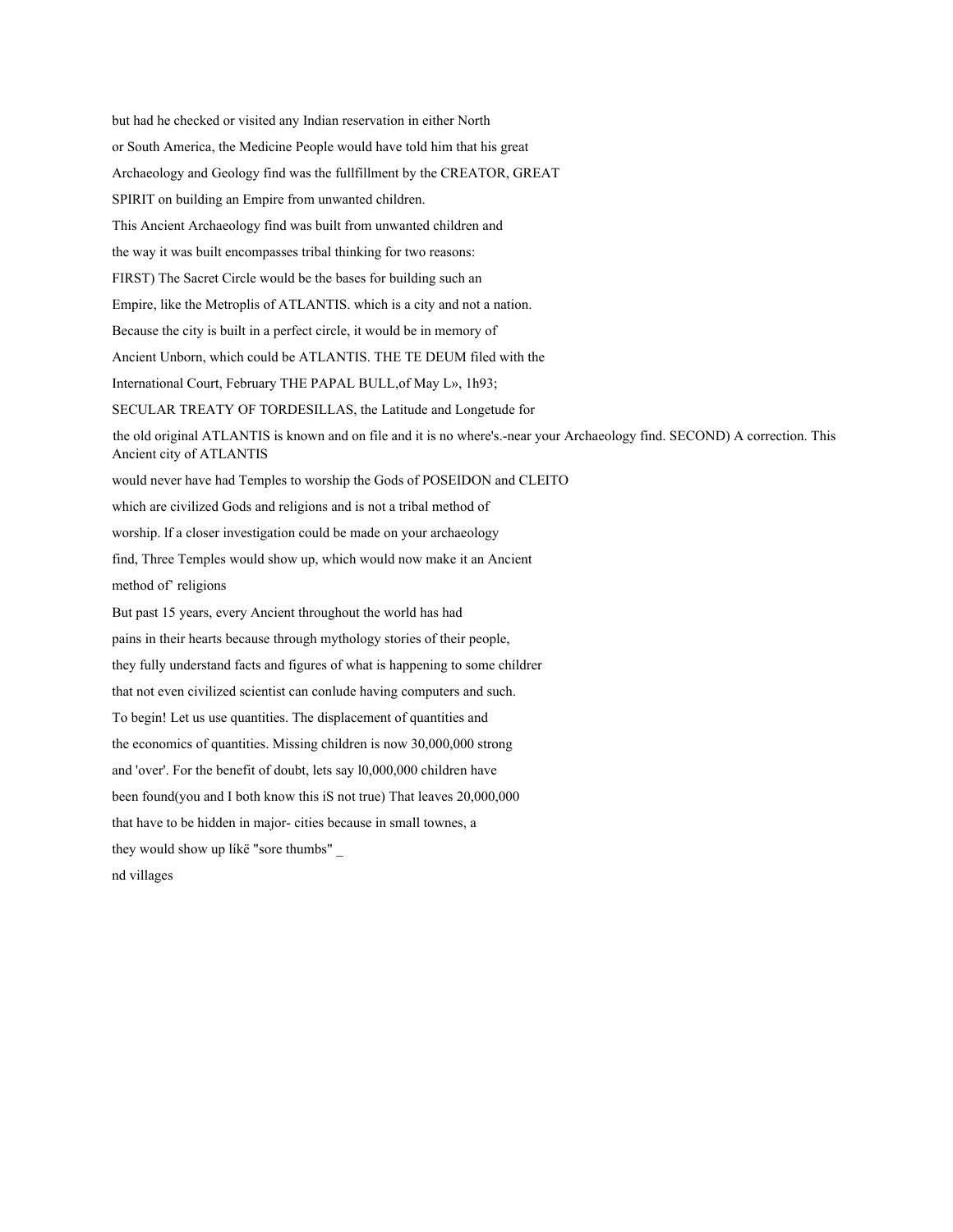but had he checked or visited any Indian reservation in either North or South America, the Medicine People would have told him that his great Archaeology and Geology find was the fullfillment by the CREATOR, GREAT SPIRIT on building an Empire from unwanted children.

This Ancient Archaeology find was built from unwanted children and the way it was built encompasses tribal thinking for two reasons:

FIRST) The Sacret Circle would be the bases for building such an Empire, like the Metroplis of ATLANTIS. which is a city and not a nation. Because the city is built in a perfect circle, it would be in memory of Ancient Unborn, which could be ATLANTIS. THE TE DEUM filed with the International Court, February THE PAPAL BULL,of May L», 1h93; SECULAR TREATY OF TORDESILLAS, the Latitude and Longetude for the old original ATLANTIS is known and on file and it is no where's.-near your Archaeology find. SECOND) A correction. This Ancient city of ATLANTIS would never have had Temples to worship the Gods of POSEIDON and CLEITO which are civilized Gods and religions and is not a tribal method of worship. lf a closer investigation could be made on your archaeology find, Three Temples would show up, which would now make it an Ancient method of' religions

But past 15 years, every Ancient throughout the world has had pains in their hearts because through mythology stories of their people, they fully understand facts and figures of what is happening to some chíldrer that not even civilized scientist can conlude having computers and such.

To begin! Let us use quantities. The displacement of quantities and the economics of quantities. Missing children is now 30,000,000 strong and 'over'. For the benefit of doubt, lets say l0,000,000 children have been found(you and I both know this iS not true) That leaves 20,000,000 that have to be hidden in major- cities because in small townes, a they would show up líkë "sore thumbs" _

nd villages